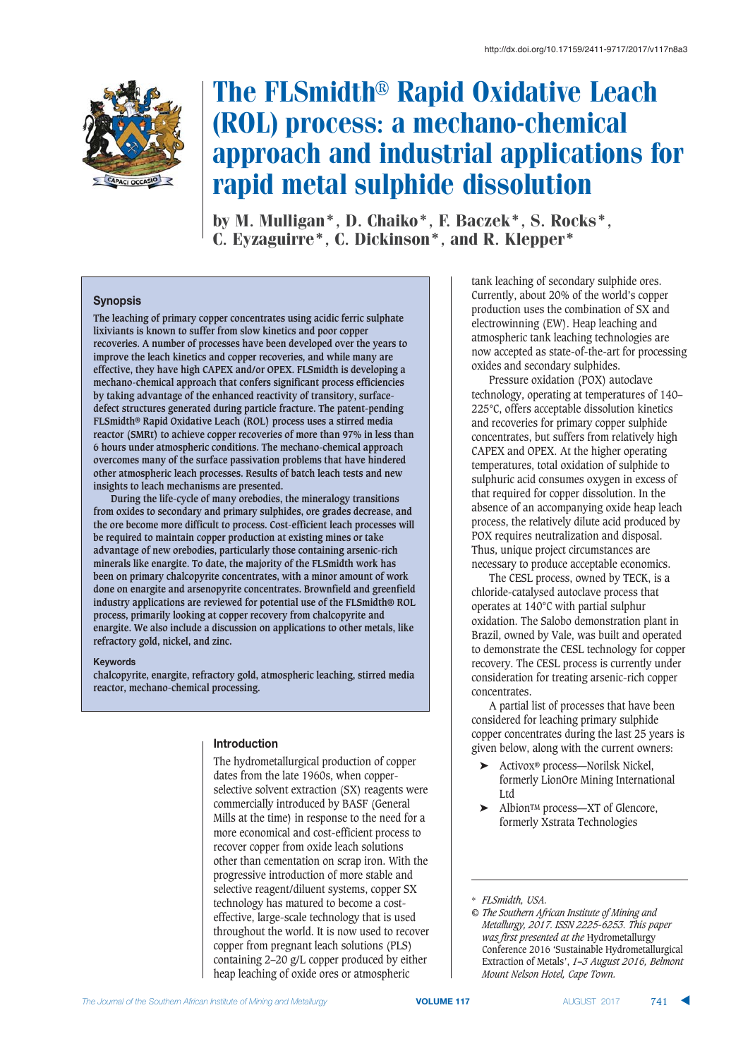http://dx.doi.org/10.17159/2411-9717/2017/v117n8a3

# The FLSmidth® Rapid Oxidative Leach (ROL) process: a mechano-chemical approach and industrial applications for rapid metal sulphide dissolution

**by M. Mulligan*, D. Chaiko*, F. Baczek*, S. Rocks*, C. Eyzaguirre*, C. Dickinson*, and R. Klepper***

### Synopsis

The leaching of primary copper concentrates using acidic ferric sulphate lixiviants is known to suffer from slow kinetics and poor copper recoveries. A number of processes have been developed over the years to improve the leach kinetics and copper recoveries, and while many are effective, they have high CAPEX and/or OPEX. FLSmidth is developing a mechano-chemical approach that confers significant process efficiencies by taking advantage of the enhanced reactivity of transitory, surface-defect structures generated during particle fracture. The patent-pending FLSmidth® Rapid Oxidative Leach (ROL) process uses a stirred media reactor (SMRt) to achieve copper recoveries of more than 97% in less than 6 hours under atmospheric conditions. The mechano-chemical approach overcomes many of the surface passivation problems that have hindered other atmospheric leach processes. Results of batch leach tests and new insights to leach mechanisms are presented.

During the life-cycle of many orebodies, the mineralogy transitions from oxides to secondary and primary sulphides, ore grades decrease, and the ore become more difficult to process. Cost-efficient leach processes will be required to maintain copper production at existing mines or take advantage of new orebodies, particularly those containing arsenic-rich minerals like enargite. To date, the majority of the FLSmidth work has been on primary chalcopyrite concentrates, with a minor amount of work done on enargite and arsenopyrite concentrates. Brownfield and greenfield industry applications are reviewed for potential use of the FLSmidth® ROL process, primarily looking at copper recovery from chalcopyrite and enargite. We also include a discussion on applications to other metals, like refractory gold, nickel, and zinc.

### Keywords

chalcopyrite, enargite, refractory gold, atmospheric leaching, stirred media reactor, mechano-chemical processing.

## Introduction

The hydrometallurgical production of copper dates from the late 1960s, when copper-selective solvent extraction (SX) reagents were commercially introduced by BASF (General Mills at the time) in response to the need for a more economical and cost-efficient process to recover copper from oxide leach solutions other than cementation on scrap iron. With the progressive introduction of more stable and selective reagent/diluent systems, copper SX technology has matured to become a cost-effective, large-scale technology that is used throughout the world. It is now used to recover copper from pregnant leach solutions (PLS) containing 2–20 g/L copper produced by either heap leaching of oxide ores or atmospheric tank leaching of secondary sulphide ores. Currently, about 20% of the world's copper production uses the combination of SX and electrowinning (EW). Heap leaching and atmospheric tank leaching technologies are now accepted as state-of-the-art for processing oxides and secondary sulphides.

Pressure oxidation (POX) autoclave technology, operating at temperatures of 140–225°C, offers acceptable dissolution kinetics and recoveries for primary copper sulphide concentrates, but suffers from relatively high CAPEX and OPEX. At the higher operating temperatures, total oxidation of sulphide to sulphuric acid consumes oxygen in excess of that required for copper dissolution. In the absence of an accompanying oxide heap leach process, the relatively dilute acid produced by POX requires neutralization and disposal. Thus, unique project circumstances are necessary to produce acceptable economics.

The CESL process, owned by TECK, is a chloride-catalysed autoclave process that operates at 140°C with partial sulphur oxidation. The Salobo demonstration plant in Brazil, owned by Vale, was built and operated to demonstrate the CESL technology for copper recovery. The CESL process is currently under consideration for treating arsenic-rich copper concentrates.

A partial list of processes that have been considered for leaching primary sulphide copper concentrates during the last 25 years is given below, along with the current owners:

- Activox® process—Norilsk Nickel, formerly LionOre Mining International Ltd
- Albion™ process—XT of Glencore, formerly Xstrata Technologies

---

\* *FLSmidth, USA.*

© *The Southern African Institute of Mining and Metallurgy, 2017. ISSN 2225-6253. This paper was first presented at the* Hydrometallurgy Conference 2016 'Sustainable Hydrometallurgical Extraction of Metals', *1–3 August 2016, Belmont Mount Nelson Hotel, Cape Town.*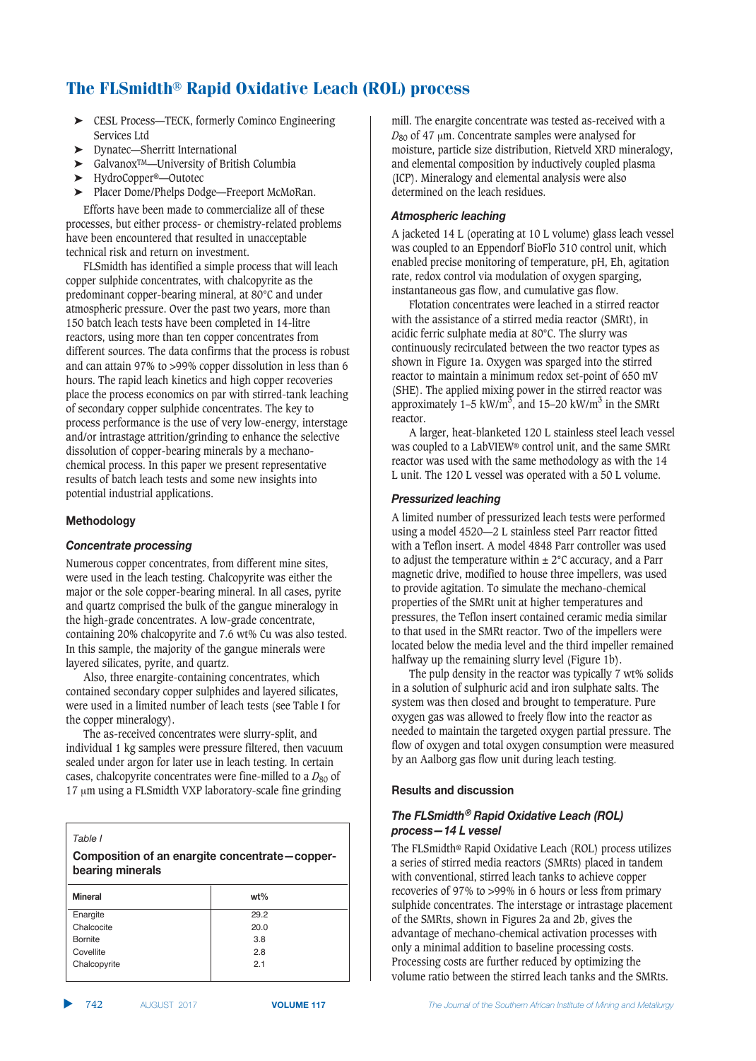# The FLSmidth® Rapid Oxidative Leach (ROL) process

- CESL Process—TECK, formerly Cominco Engineering Services Ltd
- Dynatec—Sherritt International
- Galvanox™—University of British Columbia
- HydroCopper®—Outotec
- Placer Dome/Phelps Dodge—Freeport McMoRan.

Efforts have been made to commercialize all of these processes, but either process- or chemistry-related problems have been encountered that resulted in unacceptable technical risk and return on investment.

FLSmidth has identified a simple process that will leach copper sulphide concentrates, with chalcopyrite as the predominant copper-bearing mineral, at 80°C and under atmospheric pressure. Over the past two years, more than 150 batch leach tests have been completed in 14-litre reactors, using more than ten copper concentrates from different sources. The data confirms that the process is robust and can attain 97% to >99% copper dissolution in less than 6 hours. The rapid leach kinetics and high copper recoveries place the process economics on par with stirred-tank leaching of secondary copper sulphide concentrates. The key to process performance is the use of very low-energy, interstage and/or intrastage attrition/grinding to enhance the selective dissolution of copper-bearing minerals by a mechano-chemical process. In this paper we present representative results of batch leach tests and some new insights into potential industrial applications.

## Methodology

### *Concentrate processing*

Numerous copper concentrates, from different mine sites, were used in the leach testing. Chalcopyrite was either the major or the sole copper-bearing mineral. In all cases, pyrite and quartz comprised the bulk of the gangue mineralogy in the high-grade concentrates. A low-grade concentrate, containing 20% chalcopyrite and 7.6 wt% Cu was also tested. In this sample, the majority of the gangue minerals were layered silicates, pyrite, and quartz.

Also, three enargite-containing concentrates, which contained secondary copper sulphides and layered silicates, were used in a limited number of leach tests (see Table I for the copper mineralogy).

The as-received concentrates were slurry-split, and individual 1 kg samples were pressure filtered, then vacuum sealed under argon for later use in leach testing. In certain cases, chalcopyrite concentrates were fine-milled to a $D_{80}$ of 17 μm using a FLSmidth VXP laboratory-scale fine grinding mill. The enargite concentrate was tested as-received with a $D_{80}$ of 47 μm. Concentrate samples were analysed for moisture, particle size distribution, Rietveld XRD mineralogy, and elemental composition by inductively coupled plasma (ICP). Mineralogy and elemental analysis were also determined on the leach residues.

*Table I*

**Composition of an enargite concentrate—copper-bearing minerals**

| Mineral | wt% |
|---|---|
| Enargite | 29.2 |
| Chalcocite | 20.0 |
| Bornite | 3.8 |
| Covellite | 2.8 |
| Chalcopyrite | 2.1 |

### *Atmospheric leaching*

A jacketed 14 L (operating at 10 L volume) glass leach vessel was coupled to an Eppendorf BioFlo 310 control unit, which enabled precise monitoring of temperature, pH, Eh, agitation rate, redox control via modulation of oxygen sparging, instantaneous gas flow, and cumulative gas flow.

Flotation concentrates were leached in a stirred reactor with the assistance of a stirred media reactor (SMRt), in acidic ferric sulphate media at 80°C. The slurry was continuously recirculated between the two reactor types as shown in Figure 1a. Oxygen was sparged into the stirred reactor to maintain a minimum redox set-point of 650 mV (SHE). The applied mixing power in the stirred reactor was approximately 1–5 kW/m$^3$, and 15–20 kW/m$^3$ in the SMRt reactor.

A larger, heat-blanketed 120 L stainless steel leach vessel was coupled to a LabVIEW® control unit, and the same SMRt reactor was used with the same methodology as with the 14 L unit. The 120 L vessel was operated with a 50 L volume.

### *Pressurized leaching*

A limited number of pressurized leach tests were performed using a model 4520—2 L stainless steel Parr reactor fitted with a Teflon insert. A model 4848 Parr controller was used to adjust the temperature within ± 2°C accuracy, and a Parr magnetic drive, modified to house three impellers, was used to provide agitation. To simulate the mechano-chemical properties of the SMRt unit at higher temperatures and pressures, the Teflon insert contained ceramic media similar to that used in the SMRt reactor. Two of the impellers were located below the media level and the third impeller remained halfway up the remaining slurry level (Figure 1b).

The pulp density in the reactor was typically 7 wt% solids in a solution of sulphuric acid and iron sulphate salts. The system was then closed and brought to temperature. Pure oxygen gas was allowed to freely flow into the reactor as needed to maintain the targeted oxygen partial pressure. The flow of oxygen and total oxygen consumption were measured by an Aalborg gas flow unit during leach testing.

## Results and discussion

### *The FLSmidth® Rapid Oxidative Leach (ROL) process—14 L vessel*

The FLSmidth® Rapid Oxidative Leach (ROL) process utilizes a series of stirred media reactors (SMRts) placed in tandem with conventional, stirred leach tanks to achieve copper recoveries of 97% to >99% in 6 hours or less from primary sulphide concentrates. The interstage or intrastage placement of the SMRts, shown in Figures 2a and 2b, gives the advantage of mechano-chemical activation processes with only a minimal addition to baseline processing costs. Processing costs are further reduced by optimizing the volume ratio between the stirred leach tanks and the SMRts.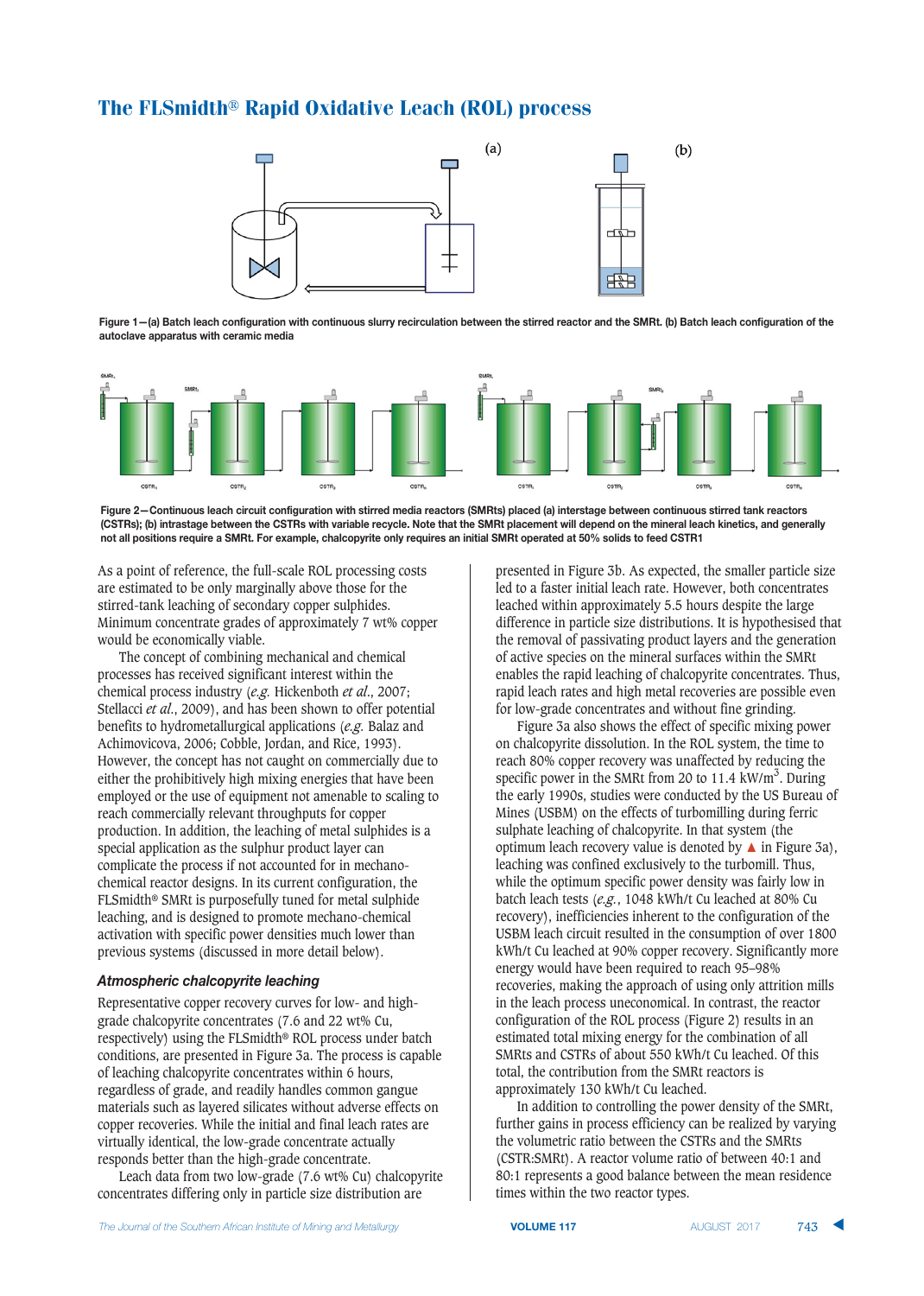## The FLSmidth® Rapid Oxidative Leach (ROL) process

Figure 1—(a) Batch leach configuration with continuous slurry recirculation between the stirred reactor and the SMRt. (b) Batch leach configuration of the autoclave apparatus with ceramic media

Figure 2—Continuous leach circuit configuration with stirred media reactors (SMRts) placed (a) interstage between continuous stirred tank reactors (CSTRs); (b) intrastage between the CSTRs with variable recycle. Note that the SMRt placement will depend on the mineral leach kinetics, and generally not all positions require a SMRt. For example, chalcopyrite only requires an initial SMRt operated at 50% solids to feed CSTR1

As a point of reference, the full-scale ROL processing costs are estimated to be only marginally above those for the stirred-tank leaching of secondary copper sulphides. Minimum concentrate grades of approximately 7 wt% copper would be economically viable.

The concept of combining mechanical and chemical processes has received significant interest within the chemical process industry (*e.g.* Hickenboth *et al.*, 2007; Stellacci *et al.*, 2009), and has been shown to offer potential benefits to hydrometallurgical applications (*e.g.* Balaz and Achimovicova, 2006; Cobble, Jordan, and Rice, 1993). However, the concept has not caught on commercially due to either the prohibitively high mixing energies that have been employed or the use of equipment not amenable to scaling to reach commercially relevant throughputs for copper production. In addition, the leaching of metal sulphides is a special application as the sulphur product layer can complicate the process if not accounted for in mechano-chemical reactor designs. In its current configuration, the FLSmidth® SMRt is purposefully tuned for metal sulphide leaching, and is designed to promote mechano-chemical activation with specific power densities much lower than previous systems (discussed in more detail below).

### *Atmospheric chalcopyrite leaching*

Representative copper recovery curves for low- and high-grade chalcopyrite concentrates (7.6 and 22 wt% Cu, respectively) using the FLSmidth® ROL process under batch conditions, are presented in Figure 3a. The process is capable of leaching chalcopyrite concentrates within 6 hours, regardless of grade, and readily handles common gangue materials such as layered silicates without adverse effects on copper recoveries. While the initial and final leach rates are virtually identical, the low-grade concentrate actually responds better than the high-grade concentrate.

Leach data from two low-grade (7.6 wt% Cu) chalcopyrite concentrates differing only in particle size distribution are presented in Figure 3b. As expected, the smaller particle size led to a faster initial leach rate. However, both concentrates leached within approximately 5.5 hours despite the large difference in particle size distributions. It is hypothesised that the removal of passivating product layers and the generation of active species on the mineral surfaces within the SMRt enables the rapid leaching of chalcopyrite concentrates. Thus, rapid leach rates and high metal recoveries are possible even for low-grade concentrates and without fine grinding.

Figure 3a also shows the effect of specific mixing power on chalcopyrite dissolution. In the ROL system, the time to reach 80% copper recovery was unaffected by reducing the specific power in the SMRt from 20 to 11.4 kW/m$^3$. During the early 1990s, studies were conducted by the US Bureau of Mines (USBM) on the effects of turbomilling during ferric sulphate leaching of chalcopyrite. In that system (the optimum leach recovery value is denoted by ▲ in Figure 3a), leaching was confined exclusively to the turbomill. Thus, while the optimum specific power density was fairly low in batch leach tests (*e.g.*, 1048 kWh/t Cu leached at 80% Cu recovery), inefficiencies inherent to the configuration of the USBM leach circuit resulted in the consumption of over 1800 kWh/t Cu leached at 90% copper recovery. Significantly more energy would have been required to reach 95–98% recoveries, making the approach of using only attrition mills in the leach process uneconomical. In contrast, the reactor configuration of the ROL process (Figure 2) results in an estimated total mixing energy for the combination of all SMRts and CSTRs of about 550 kWh/t Cu leached. Of this total, the contribution from the SMRt reactors is approximately 130 kWh/t Cu leached.

In addition to controlling the power density of the SMRt, further gains in process efficiency can be realized by varying the volumetric ratio between the CSTRs and the SMRts (CSTR:SMRt). A reactor volume ratio of between 40:1 and 80:1 represents a good balance between the mean residence times within the two reactor types.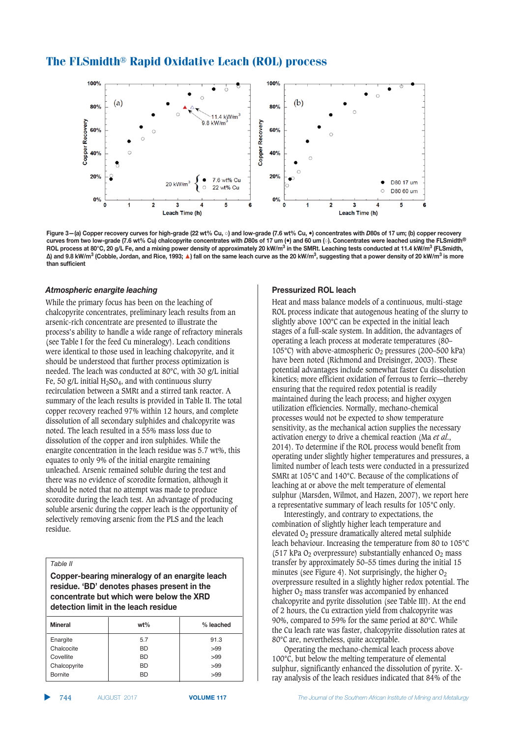Figure 3—(a) Copper recovery curves for high-grade (22 wt% Cu, ○) and low-grade (7.6 wt% Cu, ●) concentrates with D80s of 17 um; (b) copper recovery curves from two low-grade (7.6 wt% Cu) chalcopyrite concentrates with D80s of 17 um (●) and 60 um (○). Concentrates were leached using the FLSmidth® ROL process at 80°C, 20 g/L Fe, and a mixing power density of approximately 20 kW/m$^3$ in the SMRt. Leaching tests conducted at 11.4 kW/m$^3$ (FLSmidth, Δ) and 9.8 kW/m$^3$ (Cobble, Jordan, and Rice, 1993; ▲) fall on the same leach curve as the 20 kW/m$^3$, suggesting that a power density of 20 kW/m$^3$ is more than sufficient

### *Atmospheric enargite leaching*

While the primary focus has been on the leaching of chalcopyrite concentrates, preliminary leach results from an arsenic-rich concentrate are presented to illustrate the process's ability to handle a wide range of refractory minerals (see Table I for the feed Cu mineralogy). Leach conditions were identical to those used in leaching chalcopyrite, and it should be understood that further process optimization is needed. The leach was conducted at 80°C, with 30 g/L initial Fe, 50 g/L initial $H_2SO_4$, and with continuous slurry recirculation between a SMRt and a stirred tank reactor. A summary of the leach results is provided in Table II. The total copper recovery reached 97% within 12 hours, and complete dissolution of all secondary sulphides and chalcopyrite was noted. The leach resulted in a 55% mass loss due to dissolution of the copper and iron sulphides. While the enargite concentration in the leach residue was 5.7 wt%, this equates to only 9% of the initial enargite remaining unleached. Arsenic remained soluble during the test and there was no evidence of scorodite formation, although it should be noted that no attempt was made to produce scorodite during the leach test. An advantage of producing soluble arsenic during the copper leach is the opportunity of selectively removing arsenic from the PLS and the leach residue.

*Table II*

**Copper-bearing mineralogy of an enargite leach residue. 'BD' denotes phases present in the concentrate but which were below the XRD detection limit in the leach residue**

| Mineral | wt% | % leached |
|---|---|---|
| Enargite | 5.7 | 91.3 |
| Chalcocite | BD | >99 |
| Covellite | BD | >99 |
| Chalcopyrite | BD | >99 |
| Bornite | BD | >99 |

### Pressurized ROL leach

Heat and mass balance models of a continuous, multi-stage ROL process indicate that autogenous heating of the slurry to slightly above 100°C can be expected in the initial leach stages of a full-scale system. In addition, the advantages of operating a leach process at moderate temperatures (80–105°C) with above-atmospheric $O_2$ pressures (200–500 kPa) have been noted (Richmond and Dreisinger, 2003). These potential advantages include somewhat faster Cu dissolution kinetics; more efficient oxidation of ferrous to ferric—thereby ensuring that the required redox potential is readily maintained during the leach process; and higher oxygen utilization efficiencies. Normally, mechano-chemical processes would not be expected to show temperature sensitivity, as the mechanical action supplies the necessary activation energy to drive a chemical reaction (Ma *et al.*, 2014). To determine if the ROL process would benefit from operating under slightly higher temperatures and pressures, a limited number of leach tests were conducted in a pressurized SMRt at 105°C and 140°C. Because of the complications of leaching at or above the melt temperature of elemental sulphur (Marsden, Wilmot, and Hazen, 2007), we report here a representative summary of leach results for 105°C only.

Interestingly, and contrary to expectations, the combination of slightly higher leach temperature and elevated $O_2$ pressure dramatically altered metal sulphide leach behaviour. Increasing the temperature from 80 to 105°C (517 kPa $O_2$ overpressure) substantially enhanced $O_2$ mass transfer by approximately 50–55 times during the initial 15 minutes (see Figure 4). Not surprisingly, the higher $O_2$ overpressure resulted in a slightly higher redox potential. The higher $O_2$ mass transfer was accompanied by enhanced chalcopyrite and pyrite dissolution (see Table III). At the end of 2 hours, the Cu extraction yield from chalcopyrite was 90%, compared to 59% for the same period at 80°C. While the Cu leach rate was faster, chalcopyrite dissolution rates at 80°C are, nevertheless, quite acceptable.

Operating the mechano-chemical leach process above 100°C, but below the melting temperature of elemental sulphur, significantly enhanced the dissolution of pyrite. X-ray analysis of the leach residues indicated that 84% of the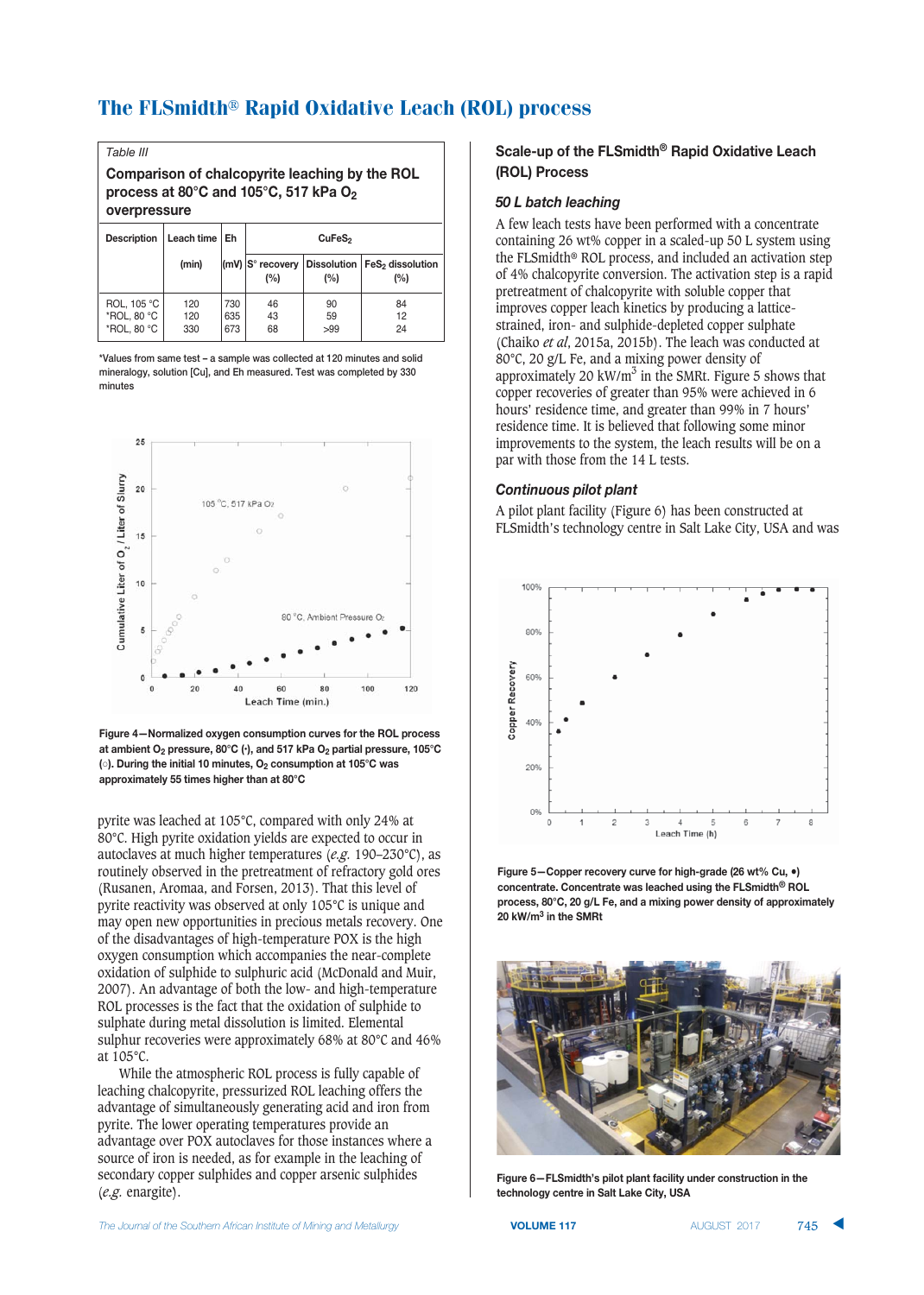## Table III

**Comparison of chalcopyrite leaching by the ROL process at 80°C and 105°C, 517 kPa $O_2$ overpressure**

| Description | Leach time (min) | Eh (mV) | $CuFeS_2$ S° recovery (%) | $CuFeS_2$ Dissolution (%) | $FeS_2$ dissolution (%) |
|---|---|---|---|---|---|
| ROL, 105 °C | 120 | 730 | 46 | 90 | 84 |
| *ROL, 80 °C | 120 | 635 | 43 | 59 | 12 |
| *ROL, 80 °C | 330 | 673 | 68 | >99 | 24 |

*Values from same test – a sample was collected at 120 minutes and solid mineralogy, solution [Cu], and Eh measured. Test was completed by 330 minutes

**Figure 4—Normalized oxygen consumption curves for the ROL process at ambient $O_2$ pressure, 80°C (•), and 517 kPa $O_2$ partial pressure, 105°C (○). During the initial 10 minutes, $O_2$ consumption at 105°C was approximately 55 times higher than at 80°C**

pyrite was leached at 105°C, compared with only 24% at 80°C. High pyrite oxidation yields are expected to occur in autoclaves at much higher temperatures (*e.g.* 190–230°C), as routinely observed in the pretreatment of refractory gold ores (Rusanen, Aromaa, and Forsen, 2013). That this level of pyrite reactivity was observed at only 105°C is unique and may open new opportunities in precious metals recovery. One of the disadvantages of high-temperature POX is the high oxygen consumption which accompanies the near-complete oxidation of sulphide to sulphuric acid (McDonald and Muir, 2007). An advantage of both the low- and high-temperature ROL processes is the fact that the oxidation of sulphide to sulphate during metal dissolution is limited. Elemental sulphur recoveries were approximately 68% at 80°C and 46% at 105°C.

While the atmospheric ROL process is fully capable of leaching chalcopyrite, pressurized ROL leaching offers the advantage of simultaneously generating acid and iron from pyrite. The lower operating temperatures provide an advantage over POX autoclaves for those instances where a source of iron is needed, as for example in the leaching of secondary copper sulphides and copper arsenic sulphides (*e.g.* enargite).

## Scale-up of the FLSmidth® Rapid Oxidative Leach (ROL) Process

### *50 L batch leaching*

A few leach tests have been performed with a concentrate containing 26 wt% copper in a scaled-up 50 L system using the FLSmidth® ROL process, and included an activation step of 4% chalcopyrite conversion. The activation step is a rapid pretreatment of chalcopyrite with soluble copper that improves copper leach kinetics by producing a lattice-strained, iron- and sulphide-depleted copper sulphate (Chaiko *et al*, 2015a, 2015b). The leach was conducted at 80°C, 20 g/L Fe, and a mixing power density of approximately 20 $kW/m^3$ in the SMRt. Figure 5 shows that copper recoveries of greater than 95% were achieved in 6 hours' residence time, and greater than 99% in 7 hours' residence time. It is believed that following some minor improvements to the system, the leach results will be on a par with those from the 14 L tests.

### *Continuous pilot plant*

A pilot plant facility (Figure 6) has been constructed at FLSmidth's technology centre in Salt Lake City, USA and was

**Figure 5—Copper recovery curve for high-grade (26 wt% Cu, •) concentrate. Concentrate was leached using the FLSmidth® ROL process, 80°C, 20 g/L Fe, and a mixing power density of approximately 20 $kW/m^3$ in the SMRt**

**Figure 6—FLSmidth's pilot plant facility under construction in the technology centre in Salt Lake City, USA**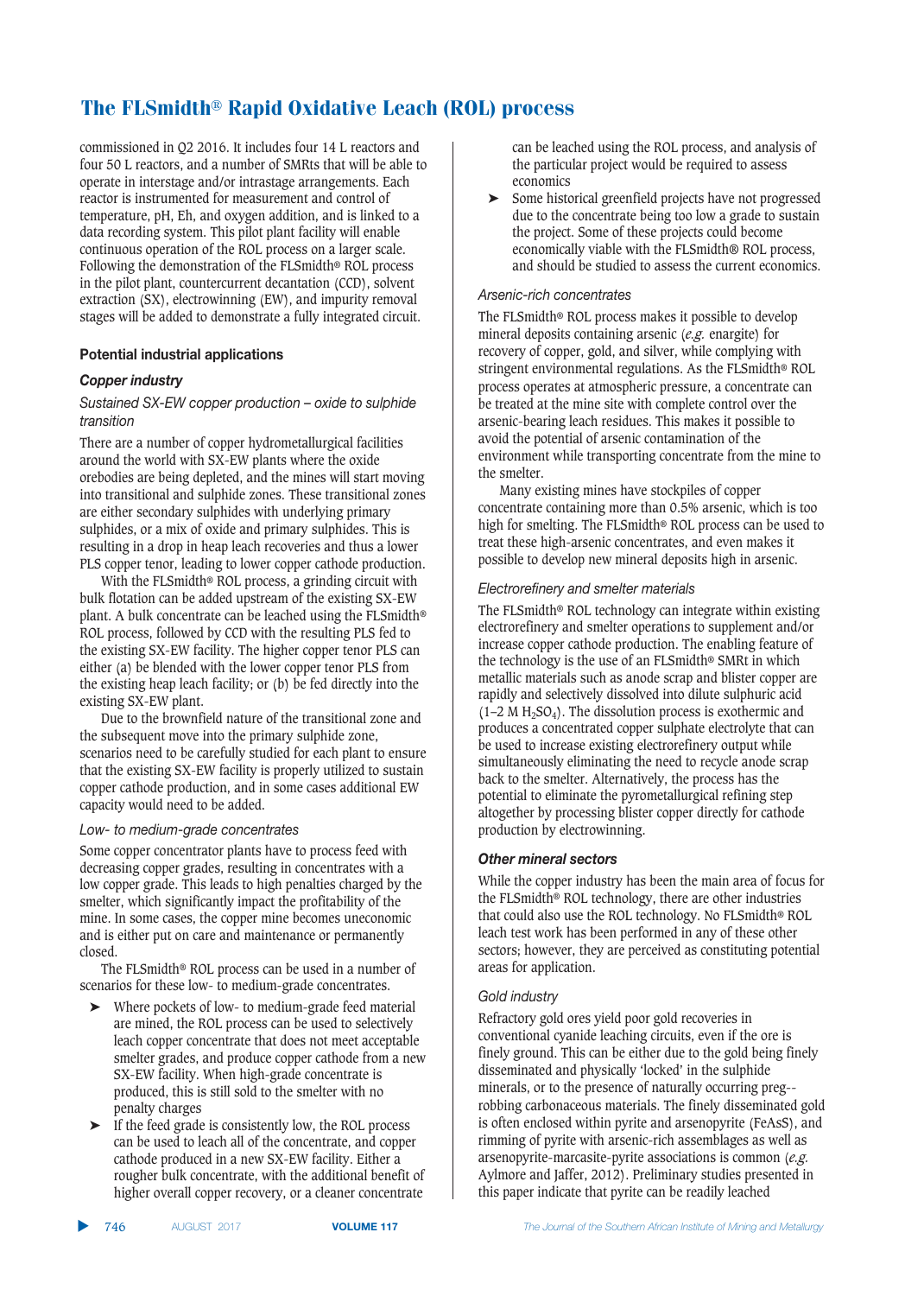commissioned in Q2 2016. It includes four 14 L reactors and four 50 L reactors, and a number of SMRts that will be able to operate in interstage and/or intrastage arrangements. Each reactor is instrumented for measurement and control of temperature, pH, Eh, and oxygen addition, and is linked to a data recording system. This pilot plant facility will enable continuous operation of the ROL process on a larger scale. Following the demonstration of the FLSmidth® ROL process in the pilot plant, countercurrent decantation (CCD), solvent extraction (SX), electrowinning (EW), and impurity removal stages will be added to demonstrate a fully integrated circuit.

### Potential industrial applications

#### *Copper industry*

*Sustained SX-EW copper production – oxide to sulphide transition*

There are a number of copper hydrometallurgical facilities around the world with SX-EW plants where the oxide orebodies are being depleted, and the mines will start moving into transitional and sulphide zones. These transitional zones are either secondary sulphides with underlying primary sulphides, or a mix of oxide and primary sulphides. This is resulting in a drop in heap leach recoveries and thus a lower PLS copper tenor, leading to lower copper cathode production.

With the FLSmidth® ROL process, a grinding circuit with bulk flotation can be added upstream of the existing SX-EW plant. A bulk concentrate can be leached using the FLSmidth® ROL process, followed by CCD with the resulting PLS fed to the existing SX-EW facility. The higher copper tenor PLS can either (a) be blended with the lower copper tenor PLS from the existing heap leach facility; or (b) be fed directly into the existing SX-EW plant.

Due to the brownfield nature of the transitional zone and the subsequent move into the primary sulphide zone, scenarios need to be carefully studied for each plant to ensure that the existing SX-EW facility is properly utilized to sustain copper cathode production, and in some cases additional EW capacity would need to be added.

*Low- to medium-grade concentrates*

Some copper concentrator plants have to process feed with decreasing copper grades, resulting in concentrates with a low copper grade. This leads to high penalties charged by the smelter, which significantly impact the profitability of the mine. In some cases, the copper mine becomes uneconomic and is either put on care and maintenance or permanently closed.

The FLSmidth® ROL process can be used in a number of scenarios for these low- to medium-grade concentrates.

- Where pockets of low- to medium-grade feed material are mined, the ROL process can be used to selectively leach copper concentrate that does not meet acceptable smelter grades, and produce copper cathode from a new SX-EW facility. When high-grade concentrate is produced, this is still sold to the smelter with no penalty charges
- If the feed grade is consistently low, the ROL process can be used to leach all of the concentrate, and copper cathode produced in a new SX-EW facility. Either a rougher bulk concentrate, with the additional benefit of higher overall copper recovery, or a cleaner concentrate can be leached using the ROL process, and analysis of the particular project would be required to assess economics
- Some historical greenfield projects have not progressed due to the concentrate being too low a grade to sustain the project. Some of these projects could become economically viable with the FLSmidth® ROL process, and should be studied to assess the current economics.

*Arsenic-rich concentrates*

The FLSmidth® ROL process makes it possible to develop mineral deposits containing arsenic (*e.g.* enargite) for recovery of copper, gold, and silver, while complying with stringent environmental regulations. As the FLSmidth® ROL process operates at atmospheric pressure, a concentrate can be treated at the mine site with complete control over the arsenic-bearing leach residues. This makes it possible to avoid the potential of arsenic contamination of the environment while transporting concentrate from the mine to the smelter.

Many existing mines have stockpiles of copper concentrate containing more than 0.5% arsenic, which is too high for smelting. The FLSmidth® ROL process can be used to treat these high-arsenic concentrates, and even makes it possible to develop new mineral deposits high in arsenic.

*Electrorefinery and smelter materials*

The FLSmidth® ROL technology can integrate within existing electrorefinery and smelter operations to supplement and/or increase copper cathode production. The enabling feature of the technology is the use of an FLSmidth® SMRt in which metallic materials such as anode scrap and blister copper are rapidly and selectively dissolved into dilute sulphuric acid (1–2 M $H_2SO_4$). The dissolution process is exothermic and produces a concentrated copper sulphate electrolyte that can be used to increase existing electrorefinery output while simultaneously eliminating the need to recycle anode scrap back to the smelter. Alternatively, the process has the potential to eliminate the pyrometallurgical refining step altogether by processing blister copper directly for cathode production by electrowinning.

#### *Other mineral sectors*

While the copper industry has been the main area of focus for the FLSmidth® ROL technology, there are other industries that could also use the ROL technology. No FLSmidth® ROL leach test work has been performed in any of these other sectors; however, they are perceived as constituting potential areas for application.

*Gold industry*

Refractory gold ores yield poor gold recoveries in conventional cyanide leaching circuits, even if the ore is finely ground. This can be either due to the gold being finely disseminated and physically 'locked' in the sulphide minerals, or to the presence of naturally occurring preg--robbing carbonaceous materials. The finely disseminated gold is often enclosed within pyrite and arsenopyrite (FeAsS), and rimming of pyrite with arsenic-rich assemblages as well as arsenopyrite-marcasite-pyrite associations is common (*e.g.* Aylmore and Jaffer, 2012). Preliminary studies presented in this paper indicate that pyrite can be readily leached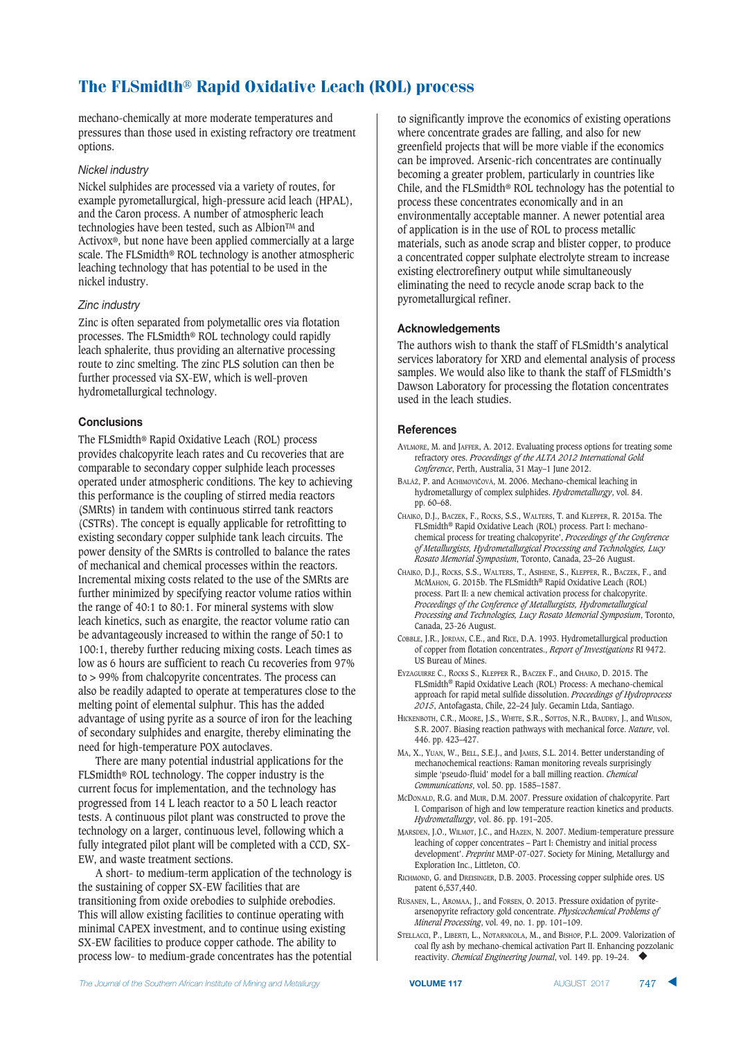mechano-chemically at more moderate temperatures and pressures than those used in existing refractory ore treatment options.

### *Nickel industry*

Nickel sulphides are processed via a variety of routes, for example pyrometallurgical, high-pressure acid leach (HPAL), and the Caron process. A number of atmospheric leach technologies have been tested, such as Albion™ and Activox®, but none have been applied commercially at a large scale. The FLSmidth® ROL technology is another atmospheric leaching technology that has potential to be used in the nickel industry.

### *Zinc industry*

Zinc is often separated from polymetallic ores via flotation processes. The FLSmidth® ROL technology could rapidly leach sphalerite, thus providing an alternative processing route to zinc smelting. The zinc PLS solution can then be further processed via SX-EW, which is well-proven hydrometallurgical technology.

## Conclusions

The FLSmidth® Rapid Oxidative Leach (ROL) process provides chalcopyrite leach rates and Cu recoveries that are comparable to secondary copper sulphide leach processes operated under atmospheric conditions. The key to achieving this performance is the coupling of stirred media reactors (SMRts) in tandem with continuous stirred tank reactors (CSTRs). The concept is equally applicable for retrofitting to existing secondary copper sulphide tank leach circuits. The power density of the SMRts is controlled to balance the rates of mechanical and chemical processes within the reactors. Incremental mixing costs related to the use of the SMRts are further minimized by specifying reactor volume ratios within the range of 40:1 to 80:1. For mineral systems with slow leach kinetics, such as enargite, the reactor volume ratio can be advantageously increased to within the range of 50:1 to 100:1, thereby further reducing mixing costs. Leach times as low as 6 hours are sufficient to reach Cu recoveries from 97% to > 99% from chalcopyrite concentrates. The process can also be readily adapted to operate at temperatures close to the melting point of elemental sulphur. This has the added advantage of using pyrite as a source of iron for the leaching of secondary sulphides and enargite, thereby eliminating the need for high-temperature POX autoclaves.

There are many potential industrial applications for the FLSmidth® ROL technology. The copper industry is the current focus for implementation, and the technology has progressed from 14 L leach reactor to a 50 L leach reactor tests. A continuous pilot plant was constructed to prove the technology on a larger, continuous level, following which a fully integrated pilot plant will be completed with a CCD, SX-EW, and waste treatment sections.

A short- to medium-term application of the technology is the sustaining of copper SX-EW facilities that are transitioning from oxide orebodies to sulphide orebodies. This will allow existing facilities to continue operating with minimal CAPEX investment, and to continue using existing SX-EW facilities to produce copper cathode. The ability to process low- to medium-grade concentrates has the potential to significantly improve the economics of existing operations where concentrate grades are falling, and also for new greenfield projects that will be more viable if the economics can be improved. Arsenic-rich concentrates are continually becoming a greater problem, particularly in countries like Chile, and the FLSmidth® ROL technology has the potential to process these concentrates economically and in an environmentally acceptable manner. A newer potential area of application is in the use of ROL to process metallic materials, such as anode scrap and blister copper, to produce a concentrated copper sulphate electrolyte stream to increase existing electrorefinery output while simultaneously eliminating the need to recycle anode scrap back to the pyrometallurgical refiner.

## Acknowledgements

The authors wish to thank the staff of FLSmidth's analytical services laboratory for XRD and elemental analysis of process samples. We would also like to thank the staff of FLSmidth's Dawson Laboratory for processing the flotation concentrates used in the leach studies.

## References

Aylmore, M. and Jaffer, A. 2012. Evaluating process options for treating some refractory ores. *Proceedings of the ALTA 2012 International Gold Conference*, Perth, Australia, 31 May–1 June 2012.

Baláž, P. and Achimovičová, M. 2006. Mechano-chemical leaching in hydrometallurgy of complex sulphides. *Hydrometallurgy*, vol. 84. pp. 60–68.

Chaiko, D.J., Baczek, F., Rocks, S.S., Walters, T. and Klepper, R. 2015a. The FLSmidth® Rapid Oxidative Leach (ROL) process. Part I: mechano-chemical process for treating chalcopyrite', *Proceedings of the Conference of Metallurgists, Hydrometallurgical Processing and Technologies, Lucy Rosato Memorial Symposium*, Toronto, Canada, 23–26 August.

Chaiko, D.J., Rocks, S.S., Walters, T., Asihene, S., Klepper, R., Baczek, F., and McMahon, G. 2015b. The FLSmidth® Rapid Oxidative Leach (ROL) process. Part II: a new chemical activation process for chalcopyrite. *Proceedings of the Conference of Metallurgists, Hydrometallurgical Processing and Technologies, Lucy Rosato Memorial Symposium*, Toronto, Canada, 23-26 August.

Cobble, J.R., Jordan, C.E., and Rice, D.A. 1993. Hydrometallurgical production of copper from flotation concentrates., *Report of Investigations* RI 9472. US Bureau of Mines.

Eyzaguirre C., Rocks S., Klepper R., Baczek F., and Chaiko, D. 2015. The FLSmidth® Rapid Oxidative Leach (ROL) Process: A mechano-chemical approach for rapid metal sulfide dissolution. *Proceedings of Hydroprocess 2015*, Antofagasta, Chile, 22–24 July. Gecamin Ltda, Santiago.

Hickenboth, C.R., Moore, J.S., White, S.R., Sottos, N.R., Baudry, J., and Wilson, S.R. 2007. Biasing reaction pathways with mechanical force. *Nature*, vol. 446. pp. 423–427.

Ma, X., Yuan, W., Bell, S.E.J., and James, S.L. 2014. Better understanding of mechanochemical reactions: Raman monitoring reveals surprisingly simple 'pseudo-fluid' model for a ball milling reaction. *Chemical Communications*, vol. 50. pp. 1585–1587.

McDonald, R.G. and Muir, D.M. 2007. Pressure oxidation of chalcopyrite. Part I. Comparison of high and low temperature reaction kinetics and products. *Hydrometallurgy*, vol. 86. pp. 191–205.

Marsden, J.O., Wilmot, J.C., and Hazen, N. 2007. Medium-temperature pressure leaching of copper concentrates – Part I: Chemistry and initial process development'. *Preprint* MMP-07-027. Society for Mining, Metallurgy and Exploration Inc., Littleton, CO.

Richmond, G. and Dreisinger, D.B. 2003. Processing copper sulphide ores. US patent 6,537,440.

Rusanen, L., Aromaa, J., and Forsen, O. 2013. Pressure oxidation of pyrite-arsenopyrite refractory gold concentrate. *Physicochemical Problems of Mineral Processing*, vol. 49, no. 1. pp. 101–109.

Stellacci, P., Liberti, L., Notarnicola, M., and Bishop, P.L. 2009. Valorization of coal fly ash by mechano-chemical activation Part II. Enhancing pozzolanic reactivity. *Chemical Engineering Journal*, vol. 149. pp. 19–24. ◆